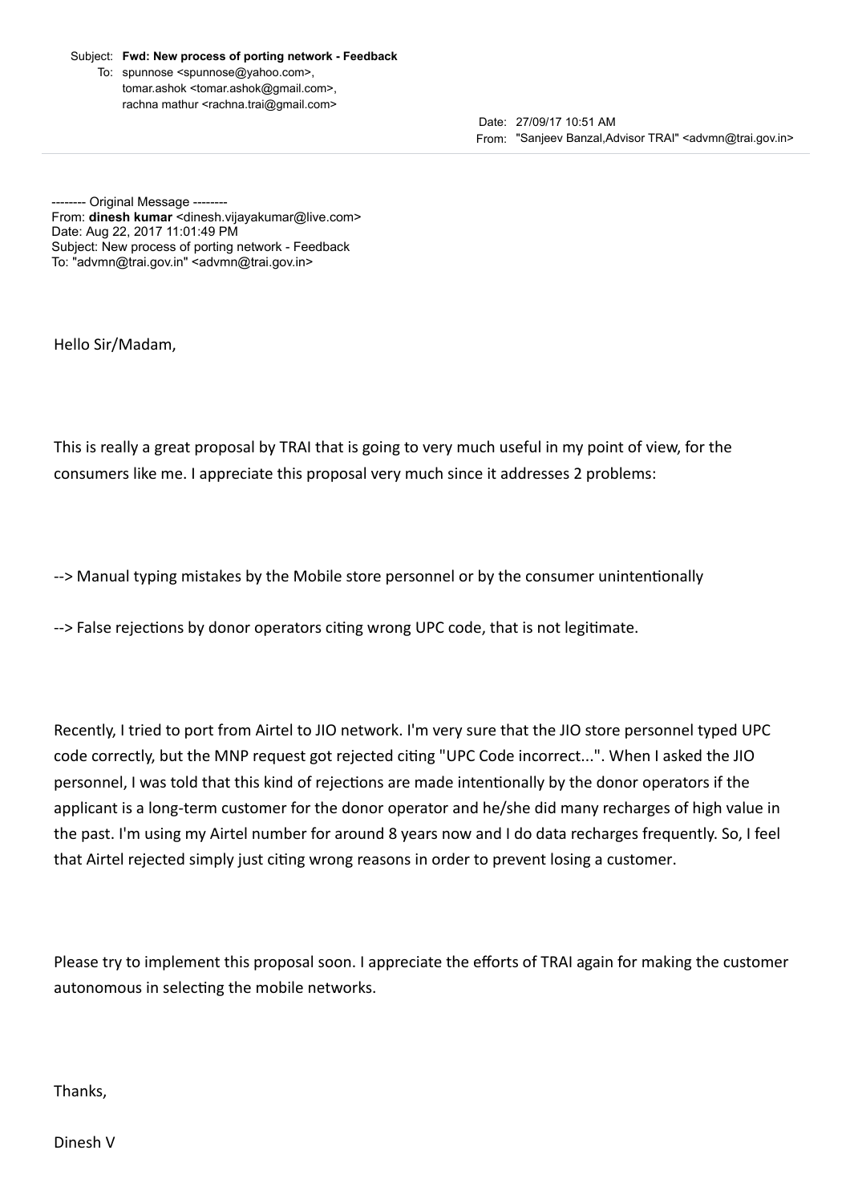Subject: **Fwd: New process of porting network - Feedback**
To: spunnose <spunnose@yahoo.com>,
tomar.ashok <tomar.ashok@gmail.com>,
rachna mathur <rachna.trai@gmail.com>

Date: 27/09/17 10:51 AM
From: "Sanjeev Banzal,Advisor TRAI" <advmn@trai.gov.in>

-------- Original Message --------
From: **dinesh kumar** <dinesh.vijayakumar@live.com>
Date: Aug 22, 2017 11:01:49 PM
Subject: New process of porting network - Feedback
To: "advmn@trai.gov.in" <advmn@trai.gov.in>

Hello Sir/Madam,

This is really a great proposal by TRAI that is going to very much useful in my point of view, for the consumers like me. I appreciate this proposal very much since it addresses 2 problems:

--> Manual typing mistakes by the Mobile store personnel or by the consumer unintentionally

--> False rejections by donor operators citing wrong UPC code, that is not legitimate.

Recently, I tried to port from Airtel to JIO network. I'm very sure that the JIO store personnel typed UPC code correctly, but the MNP request got rejected citing "UPC Code incorrect...". When I asked the JIO personnel, I was told that this kind of rejections are made intentionally by the donor operators if the applicant is a long-term customer for the donor operator and he/she did many recharges of high value in the past. I'm using my Airtel number for around 8 years now and I do data recharges frequently. So, I feel that Airtel rejected simply just citing wrong reasons in order to prevent losing a customer.

Please try to implement this proposal soon. I appreciate the efforts of TRAI again for making the customer autonomous in selecting the mobile networks.

Thanks,

Dinesh V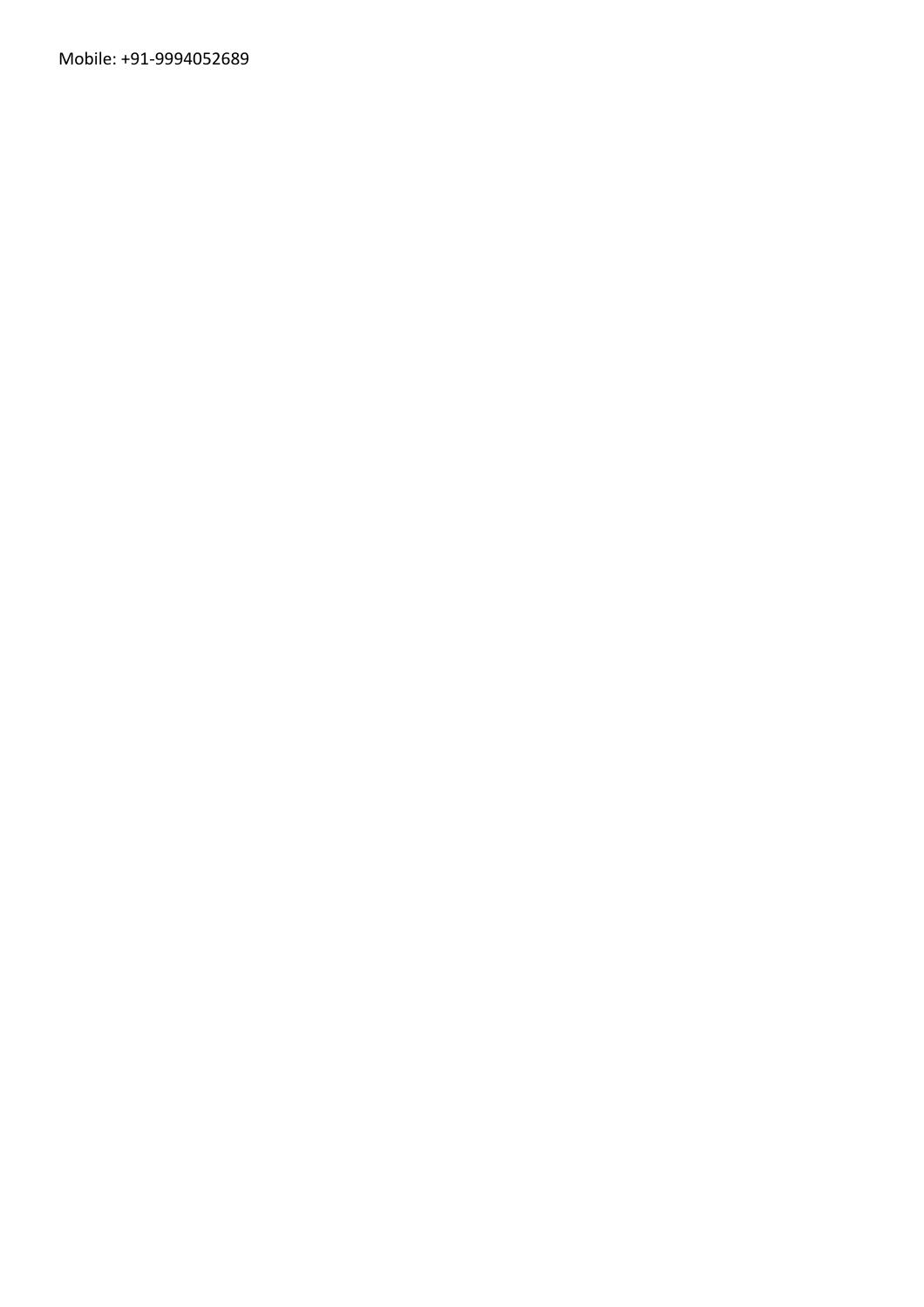Mobile: +91-9994052689